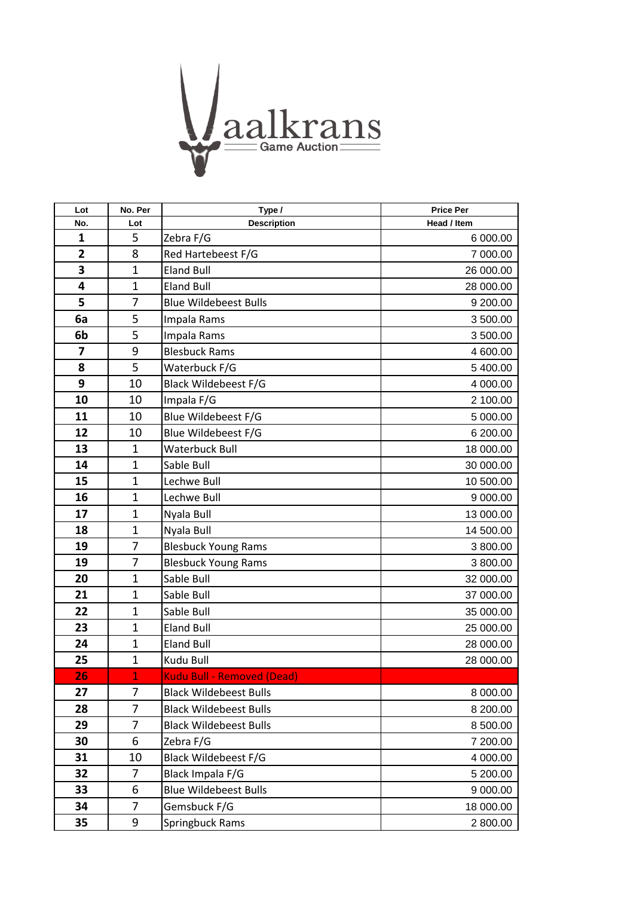# Vaalkrans Game Auction

| Lot No. | No. Per Lot | Type / Description | Price Per Head / Item |
|---|---|---|---|
| **1** | 5 | Zebra F/G | 6 000.00 |
| **2** | 8 | Red Hartebeest F/G | 7 000.00 |
| **3** | 1 | Eland Bull | 26 000.00 |
| **4** | 1 | Eland Bull | 28 000.00 |
| **5** | 7 | Blue Wildebeest Bulls | 9 200.00 |
| **6a** | 5 | Impala Rams | 3 500.00 |
| **6b** | 5 | Impala Rams | 3 500.00 |
| **7** | 9 | Blesbuck Rams | 4 600.00 |
| **8** | 5 | Waterbuck F/G | 5 400.00 |
| **9** | 10 | Black Wildebeest F/G | 4 000.00 |
| **10** | 10 | Impala F/G | 2 100.00 |
| **11** | 10 | Blue Wildebeest F/G | 5 000.00 |
| **12** | 10 | Blue Wildebeest F/G | 6 200.00 |
| **13** | 1 | Waterbuck Bull | 18 000.00 |
| **14** | 1 | Sable Bull | 30 000.00 |
| **15** | 1 | Lechwe Bull | 10 500.00 |
| **16** | 1 | Lechwe Bull | 9 000.00 |
| **17** | 1 | Nyala Bull | 13 000.00 |
| **18** | 1 | Nyala Bull | 14 500.00 |
| **19** | 7 | Blesbuck Young Rams | 3 800.00 |
| **19** | 7 | Blesbuck Young Rams | 3 800.00 |
| **20** | 1 | Sable Bull | 32 000.00 |
| **21** | 1 | Sable Bull | 37 000.00 |
| **22** | 1 | Sable Bull | 35 000.00 |
| **23** | 1 | Eland Bull | 25 000.00 |
| **24** | 1 | Eland Bull | 28 000.00 |
| **25** | 1 | Kudu Bull | 28 000.00 |
| **26** | 1 | Kudu Bull - Removed (Dead) | |
| **27** | 7 | Black Wildebeest Bulls | 8 000.00 |
| **28** | 7 | Black Wildebeest Bulls | 8 200.00 |
| **29** | 7 | Black Wildebeest Bulls | 8 500.00 |
| **30** | 6 | Zebra F/G | 7 200.00 |
| **31** | 10 | Black Wildebeest F/G | 4 000.00 |
| **32** | 7 | Black Impala F/G | 5 200.00 |
| **33** | 6 | Blue Wildebeest Bulls | 9 000.00 |
| **34** | 7 | Gemsbuck F/G | 18 000.00 |
| **35** | 9 | Springbuck Rams | 2 800.00 |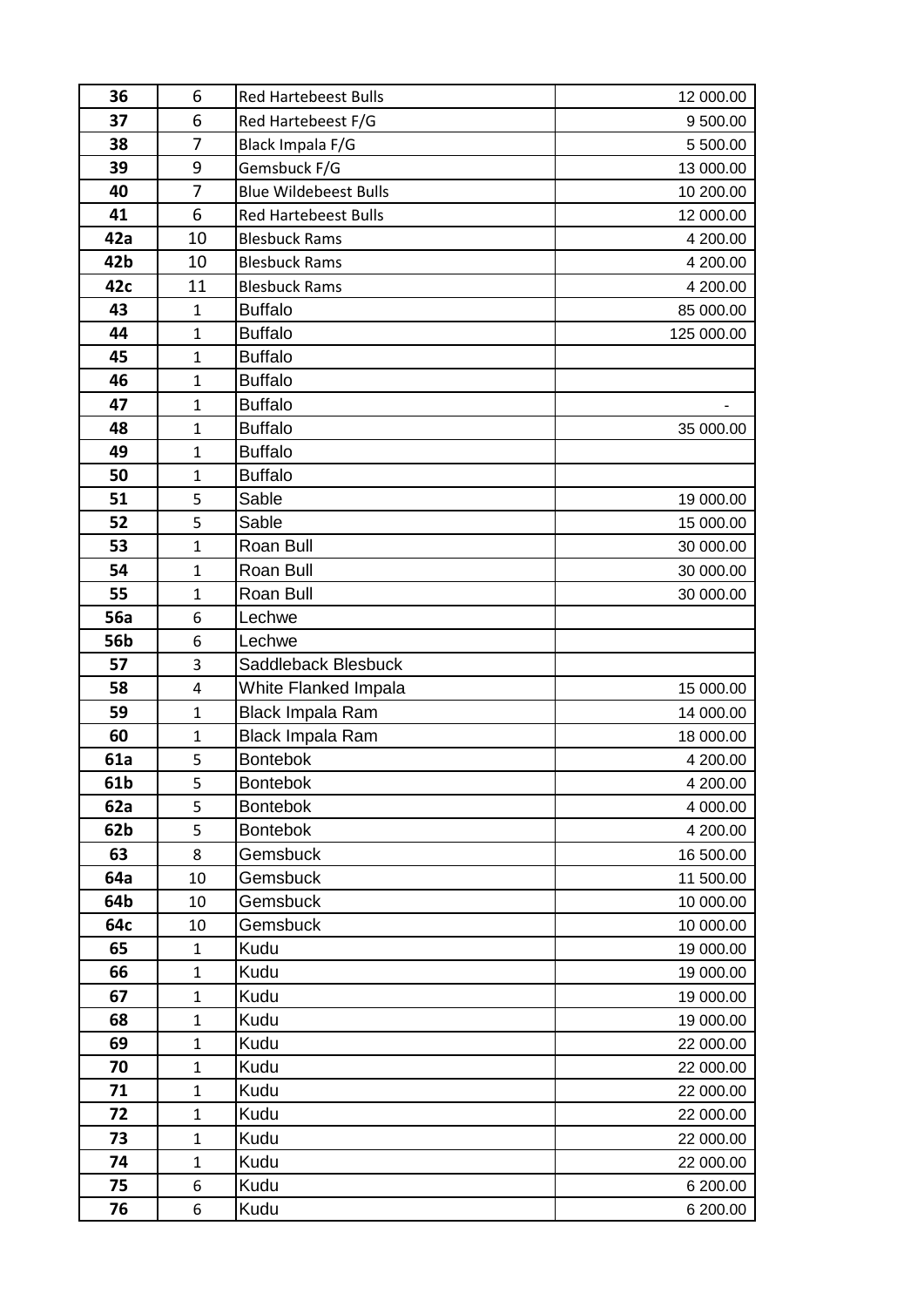| | | | |
|---|---|---|---|
| **36** | 6 | Red Hartebeest Bulls | 12 000.00 |
| **37** | 6 | Red Hartebeest F/G | 9 500.00 |
| **38** | 7 | Black Impala F/G | 5 500.00 |
| **39** | 9 | Gemsbuck F/G | 13 000.00 |
| **40** | 7 | Blue Wildebeest Bulls | 10 200.00 |
| **41** | 6 | Red Hartebeest Bulls | 12 000.00 |
| **42a** | 10 | Blesbuck Rams | 4 200.00 |
| **42b** | 10 | Blesbuck Rams | 4 200.00 |
| **42c** | 11 | Blesbuck Rams | 4 200.00 |
| **43** | 1 | Buffalo | 85 000.00 |
| **44** | 1 | Buffalo | 125 000.00 |
| **45** | 1 | Buffalo | |
| **46** | 1 | Buffalo | |
| **47** | 1 | Buffalo | - |
| **48** | 1 | Buffalo | 35 000.00 |
| **49** | 1 | Buffalo | |
| **50** | 1 | Buffalo | |
| **51** | 5 | Sable | 19 000.00 |
| **52** | 5 | Sable | 15 000.00 |
| **53** | 1 | Roan Bull | 30 000.00 |
| **54** | 1 | Roan Bull | 30 000.00 |
| **55** | 1 | Roan Bull | 30 000.00 |
| **56a** | 6 | Lechwe | |
| **56b** | 6 | Lechwe | |
| **57** | 3 | Saddleback Blesbuck | |
| **58** | 4 | White Flanked Impala | 15 000.00 |
| **59** | 1 | Black Impala Ram | 14 000.00 |
| **60** | 1 | Black Impala Ram | 18 000.00 |
| **61a** | 5 | Bontebok | 4 200.00 |
| **61b** | 5 | Bontebok | 4 200.00 |
| **62a** | 5 | Bontebok | 4 000.00 |
| **62b** | 5 | Bontebok | 4 200.00 |
| **63** | 8 | Gemsbuck | 16 500.00 |
| **64a** | 10 | Gemsbuck | 11 500.00 |
| **64b** | 10 | Gemsbuck | 10 000.00 |
| **64c** | 10 | Gemsbuck | 10 000.00 |
| **65** | 1 | Kudu | 19 000.00 |
| **66** | 1 | Kudu | 19 000.00 |
| **67** | 1 | Kudu | 19 000.00 |
| **68** | 1 | Kudu | 19 000.00 |
| **69** | 1 | Kudu | 22 000.00 |
| **70** | 1 | Kudu | 22 000.00 |
| **71** | 1 | Kudu | 22 000.00 |
| **72** | 1 | Kudu | 22 000.00 |
| **73** | 1 | Kudu | 22 000.00 |
| **74** | 1 | Kudu | 22 000.00 |
| **75** | 6 | Kudu | 6 200.00 |
| **76** | 6 | Kudu | 6 200.00 |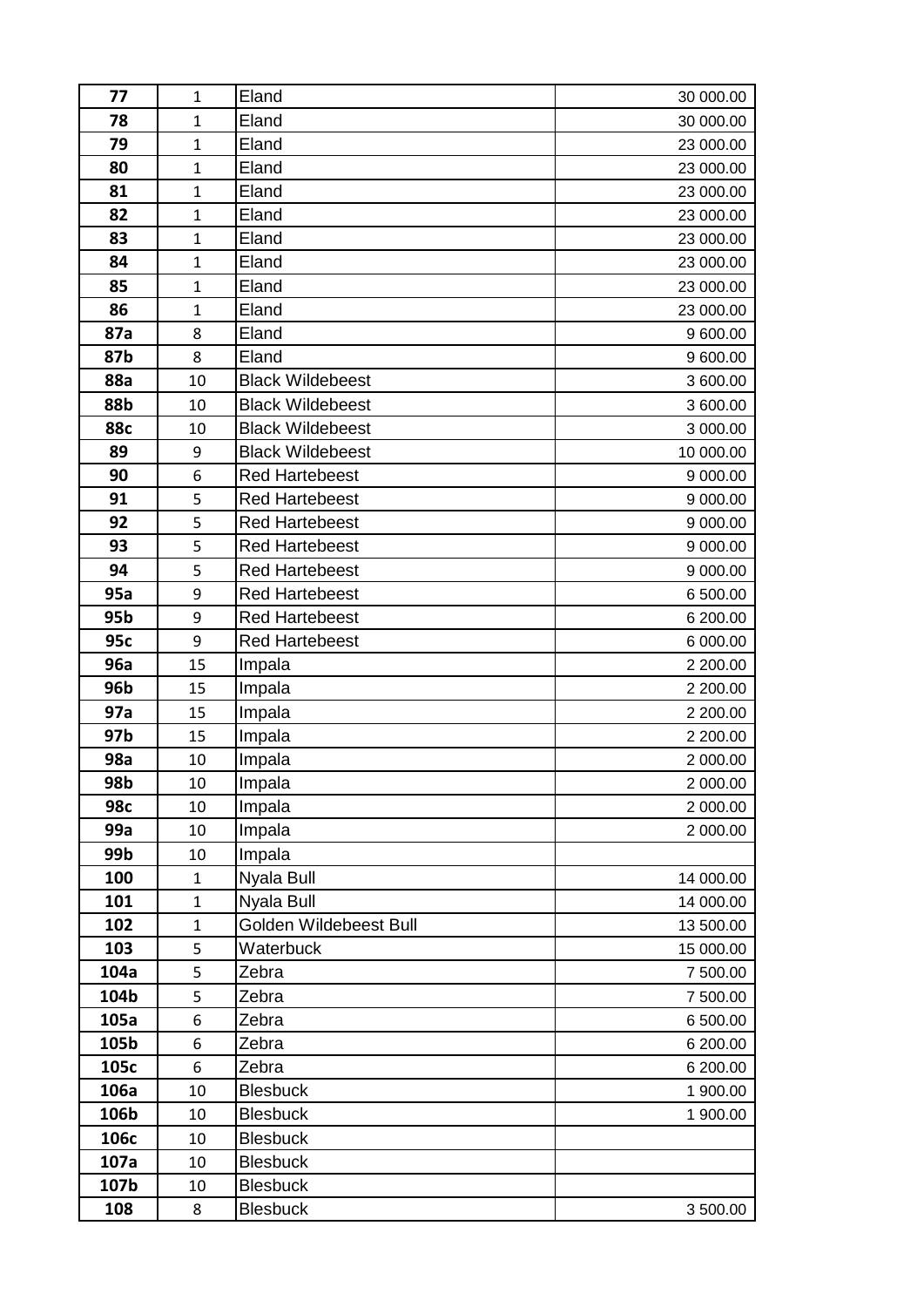| | | | |
|---|---|---|---|
| **77** | 1 | Eland | 30 000.00 |
| **78** | 1 | Eland | 30 000.00 |
| **79** | 1 | Eland | 23 000.00 |
| **80** | 1 | Eland | 23 000.00 |
| **81** | 1 | Eland | 23 000.00 |
| **82** | 1 | Eland | 23 000.00 |
| **83** | 1 | Eland | 23 000.00 |
| **84** | 1 | Eland | 23 000.00 |
| **85** | 1 | Eland | 23 000.00 |
| **86** | 1 | Eland | 23 000.00 |
| **87a** | 8 | Eland | 9 600.00 |
| **87b** | 8 | Eland | 9 600.00 |
| **88a** | 10 | Black Wildebeest | 3 600.00 |
| **88b** | 10 | Black Wildebeest | 3 600.00 |
| **88c** | 10 | Black Wildebeest | 3 000.00 |
| **89** | 9 | Black Wildebeest | 10 000.00 |
| **90** | 6 | Red Hartebeest | 9 000.00 |
| **91** | 5 | Red Hartebeest | 9 000.00 |
| **92** | 5 | Red Hartebeest | 9 000.00 |
| **93** | 5 | Red Hartebeest | 9 000.00 |
| **94** | 5 | Red Hartebeest | 9 000.00 |
| **95a** | 9 | Red Hartebeest | 6 500.00 |
| **95b** | 9 | Red Hartebeest | 6 200.00 |
| **95c** | 9 | Red Hartebeest | 6 000.00 |
| **96a** | 15 | Impala | 2 200.00 |
| **96b** | 15 | Impala | 2 200.00 |
| **97a** | 15 | Impala | 2 200.00 |
| **97b** | 15 | Impala | 2 200.00 |
| **98a** | 10 | Impala | 2 000.00 |
| **98b** | 10 | Impala | 2 000.00 |
| **98c** | 10 | Impala | 2 000.00 |
| **99a** | 10 | Impala | 2 000.00 |
| **99b** | 10 | Impala | |
| **100** | 1 | Nyala Bull | 14 000.00 |
| **101** | 1 | Nyala Bull | 14 000.00 |
| **102** | 1 | Golden Wildebeest Bull | 13 500.00 |
| **103** | 5 | Waterbuck | 15 000.00 |
| **104a** | 5 | Zebra | 7 500.00 |
| **104b** | 5 | Zebra | 7 500.00 |
| **105a** | 6 | Zebra | 6 500.00 |
| **105b** | 6 | Zebra | 6 200.00 |
| **105c** | 6 | Zebra | 6 200.00 |
| **106a** | 10 | Blesbuck | 1 900.00 |
| **106b** | 10 | Blesbuck | 1 900.00 |
| **106c** | 10 | Blesbuck | |
| **107a** | 10 | Blesbuck | |
| **107b** | 10 | Blesbuck | |
| **108** | 8 | Blesbuck | 3 500.00 |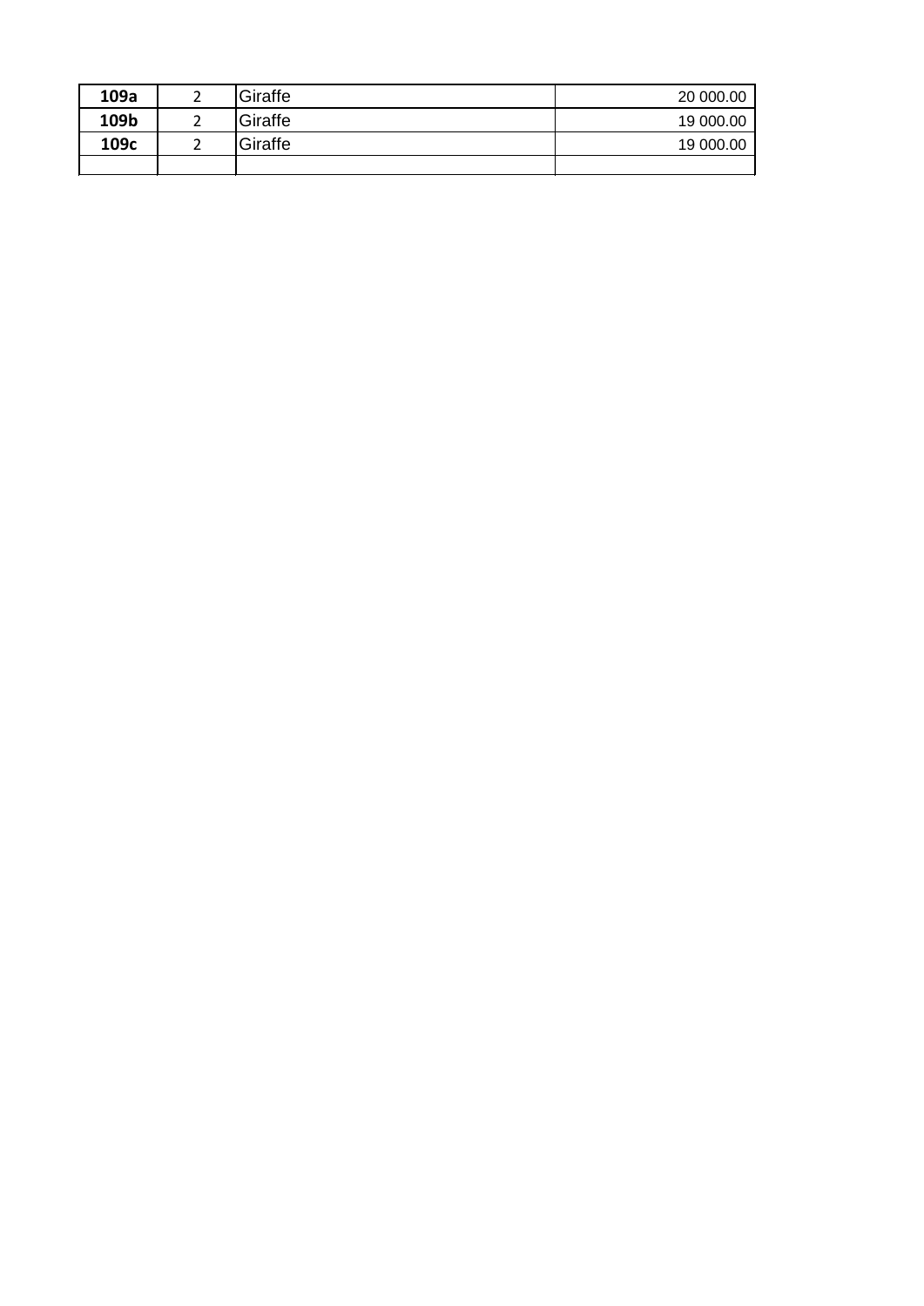| | | | |
|---|---|---|---|
| **109a** | 2 | Giraffe | 20 000.00 |
| **109b** | 2 | Giraffe | 19 000.00 |
| **109c** | 2 | Giraffe | 19 000.00 |
| | | | |